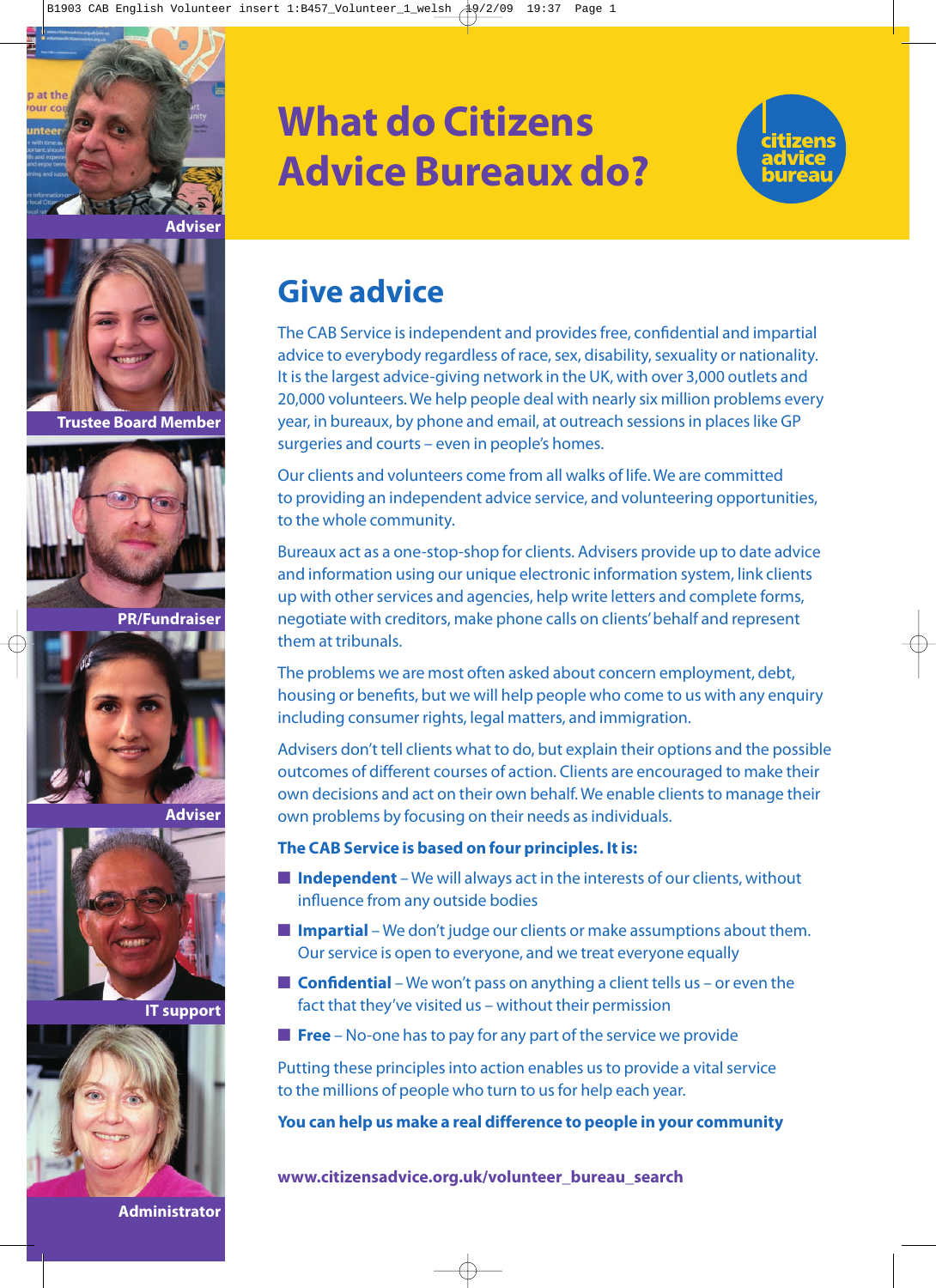# What do Citizens Advice Bureaux do?

citizens advice bureau

Adviser

Trustee Board Member

PR/Fundraiser

Adviser

IT support

Administrator

## Give advice

The CAB Service is independent and provides free, confidential and impartial advice to everybody regardless of race, sex, disability, sexuality or nationality. It is the largest advice-giving network in the UK, with over 3,000 outlets and 20,000 volunteers. We help people deal with nearly six million problems every year, in bureaux, by phone and email, at outreach sessions in places like GP surgeries and courts – even in people's homes.

Our clients and volunteers come from all walks of life. We are committed to providing an independent advice service, and volunteering opportunities, to the whole community.

Bureaux act as a one-stop-shop for clients. Advisers provide up to date advice and information using our unique electronic information system, link clients up with other services and agencies, help write letters and complete forms, negotiate with creditors, make phone calls on clients' behalf and represent them at tribunals.

The problems we are most often asked about concern employment, debt, housing or benefits, but we will help people who come to us with any enquiry including consumer rights, legal matters, and immigration.

Advisers don't tell clients what to do, but explain their options and the possible outcomes of different courses of action. Clients are encouraged to make their own decisions and act on their own behalf. We enable clients to manage their own problems by focusing on their needs as individuals.

**The CAB Service is based on four principles. It is:**

- **Independent** – We will always act in the interests of our clients, without influence from any outside bodies
- **Impartial** – We don't judge our clients or make assumptions about them. Our service is open to everyone, and we treat everyone equally
- **Confidential** – We won't pass on anything a client tells us – or even the fact that they've visited us – without their permission
- **Free** – No-one has to pay for any part of the service we provide

Putting these principles into action enables us to provide a vital service to the millions of people who turn to us for help each year.

**You can help us make a real difference to people in your community**

**www.citizensadvice.org.uk/volunteer_bureau_search**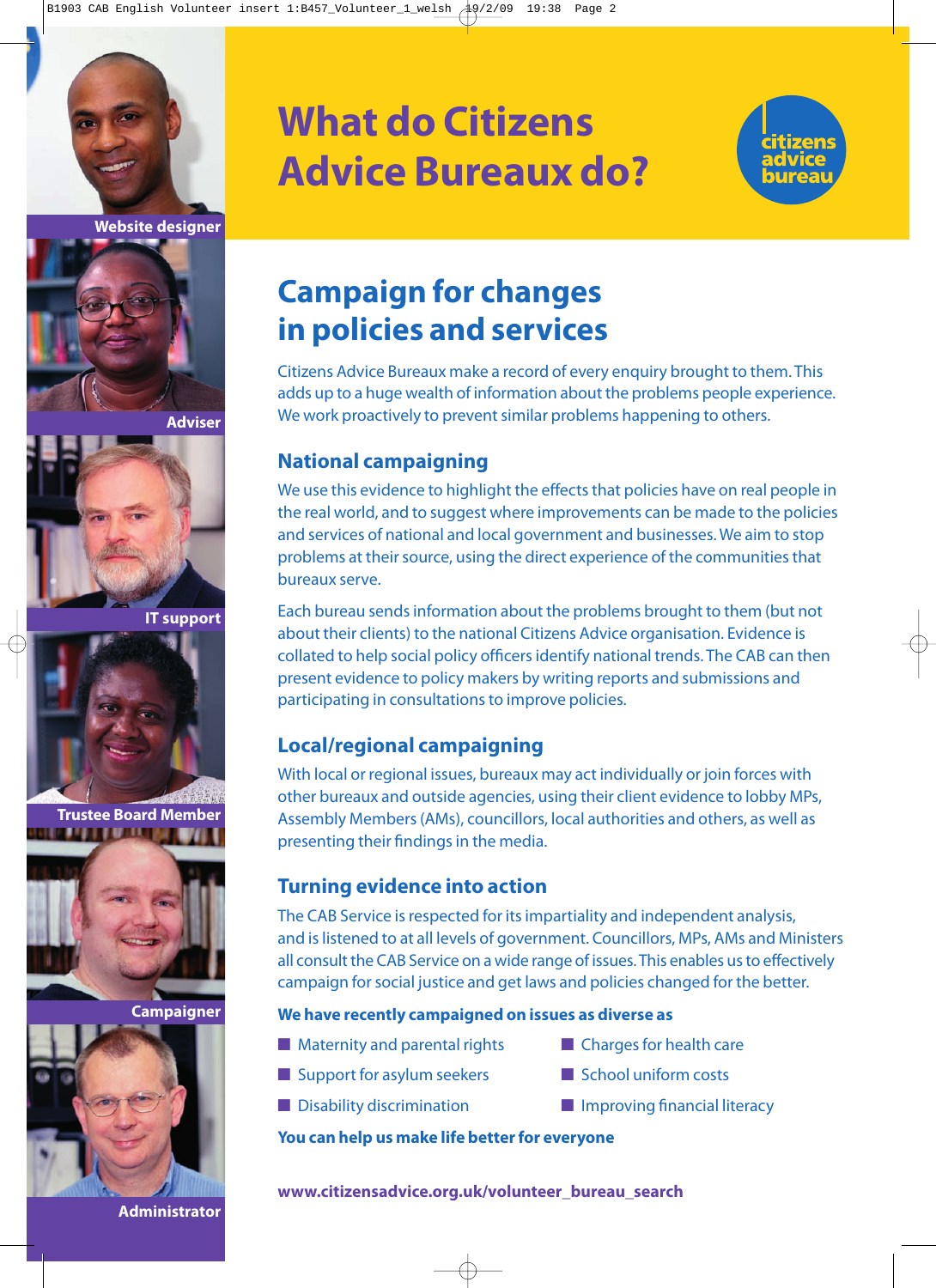# What do Citizens Advice Bureaux do?

citizens advice bureau

## Campaign for changes in policies and services

Citizens Advice Bureaux make a record of every enquiry brought to them. This adds up to a huge wealth of information about the problems people experience. We work proactively to prevent similar problems happening to others.

### National campaigning

We use this evidence to highlight the effects that policies have on real people in the real world, and to suggest where improvements can be made to the policies and services of national and local government and businesses. We aim to stop problems at their source, using the direct experience of the communities that bureaux serve.

Each bureau sends information about the problems brought to them (but not about their clients) to the national Citizens Advice organisation. Evidence is collated to help social policy officers identify national trends. The CAB can then present evidence to policy makers by writing reports and submissions and participating in consultations to improve policies.

### Local/regional campaigning

With local or regional issues, bureaux may act individually or join forces with other bureaux and outside agencies, using their client evidence to lobby MPs, Assembly Members (AMs), councillors, local authorities and others, as well as presenting their findings in the media.

### Turning evidence into action

The CAB Service is respected for its impartiality and independent analysis, and is listened to at all levels of government. Councillors, MPs, AMs and Ministers all consult the CAB Service on a wide range of issues. This enables us to effectively campaign for social justice and get laws and policies changed for the better.

**We have recently campaigned on issues as diverse as**

- Maternity and parental rights
- Support for asylum seekers
- Disability discrimination
- Charges for health care
- School uniform costs
- Improving financial literacy

**You can help us make life better for everyone**

**www.citizensadvice.org.uk/volunteer_bureau_search**

Website designer

Adviser

IT support

Trustee Board Member

Campaigner

Administrator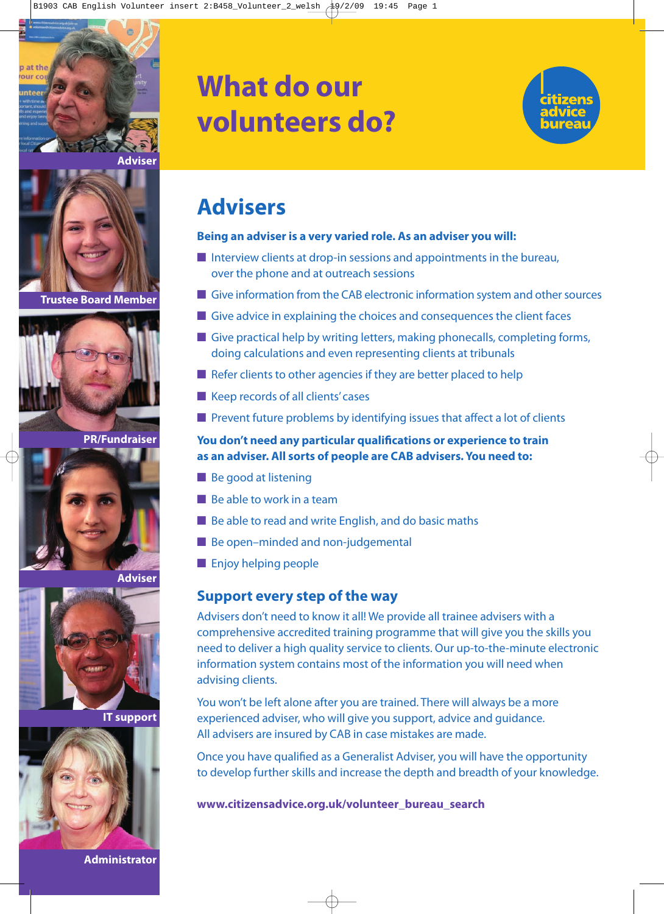Adviser

Trustee Board Member

PR/Fundraiser

Adviser

IT support

Administrator

# What do our volunteers do?

citizens advice bureau

## Advisers

**Being an adviser is a very varied role. As an adviser you will:**

- Interview clients at drop-in sessions and appointments in the bureau, over the phone and at outreach sessions
- Give information from the CAB electronic information system and other sources
- Give advice in explaining the choices and consequences the client faces
- Give practical help by writing letters, making phonecalls, completing forms, doing calculations and even representing clients at tribunals
- Refer clients to other agencies if they are better placed to help
- Keep records of all clients' cases
- Prevent future problems by identifying issues that affect a lot of clients

**You don't need any particular qualifications or experience to train as an adviser. All sorts of people are CAB advisers. You need to:**

- Be good at listening
- Be able to work in a team
- Be able to read and write English, and do basic maths
- Be open–minded and non-judgemental
- Enjoy helping people

### Support every step of the way

Advisers don't need to know it all! We provide all trainee advisers with a comprehensive accredited training programme that will give you the skills you need to deliver a high quality service to clients. Our up-to-the-minute electronic information system contains most of the information you will need when advising clients.

You won't be left alone after you are trained. There will always be a more experienced adviser, who will give you support, advice and guidance. All advisers are insured by CAB in case mistakes are made.

Once you have qualified as a Generalist Adviser, you will have the opportunity to develop further skills and increase the depth and breadth of your knowledge.

**www.citizensadvice.org.uk/volunteer_bureau_search**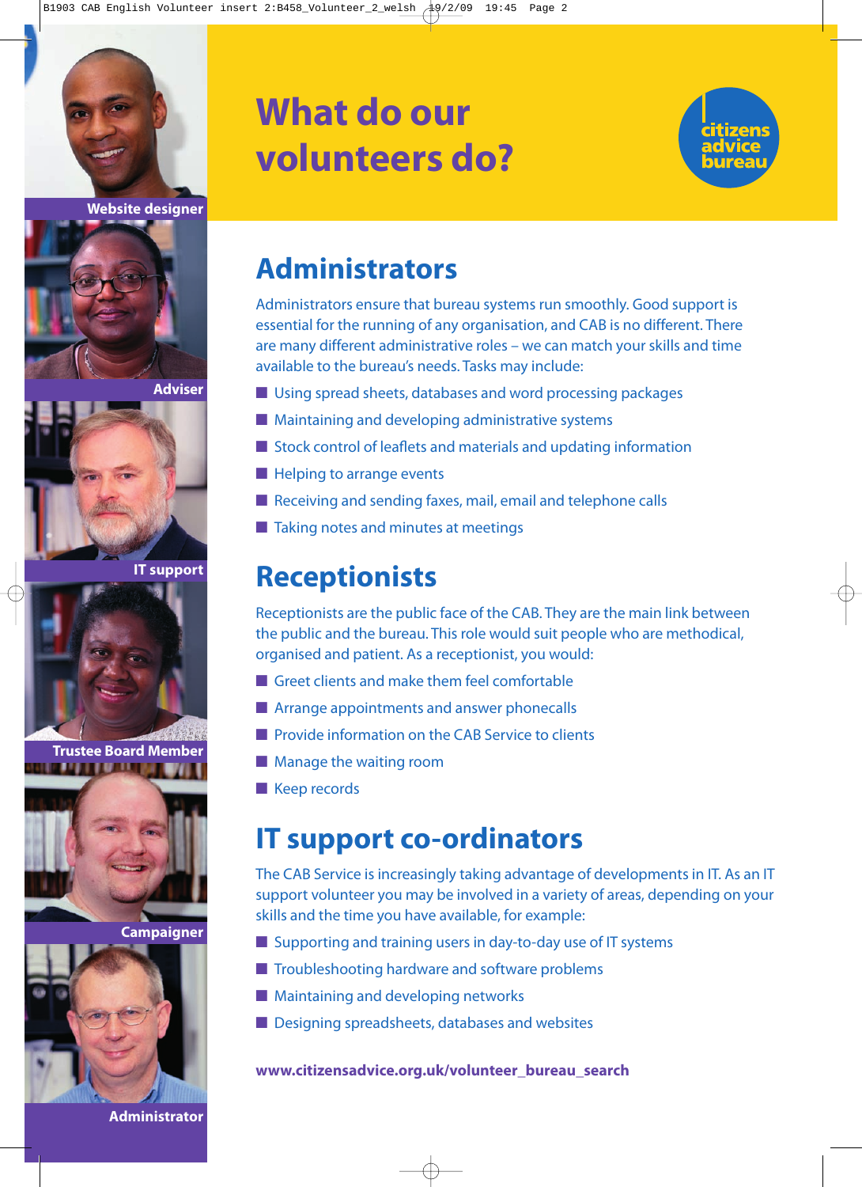# What do our volunteers do?

citizens advice bureau

Website designer

Adviser

IT support

Trustee Board Member

Campaigner

Administrator

## Administrators

Administrators ensure that bureau systems run smoothly. Good support is essential for the running of any organisation, and CAB is no different. There are many different administrative roles – we can match your skills and time available to the bureau's needs. Tasks may include:

- Using spread sheets, databases and word processing packages
- Maintaining and developing administrative systems
- Stock control of leaflets and materials and updating information
- Helping to arrange events
- Receiving and sending faxes, mail, email and telephone calls
- Taking notes and minutes at meetings

## Receptionists

Receptionists are the public face of the CAB. They are the main link between the public and the bureau. This role would suit people who are methodical, organised and patient. As a receptionist, you would:

- Greet clients and make them feel comfortable
- Arrange appointments and answer phonecalls
- Provide information on the CAB Service to clients
- Manage the waiting room
- Keep records

## IT support co-ordinators

The CAB Service is increasingly taking advantage of developments in IT. As an IT support volunteer you may be involved in a variety of areas, depending on your skills and the time you have available, for example:

- Supporting and training users in day-to-day use of IT systems
- Troubleshooting hardware and software problems
- Maintaining and developing networks
- Designing spreadsheets, databases and websites

**www.citizensadvice.org.uk/volunteer_bureau_search**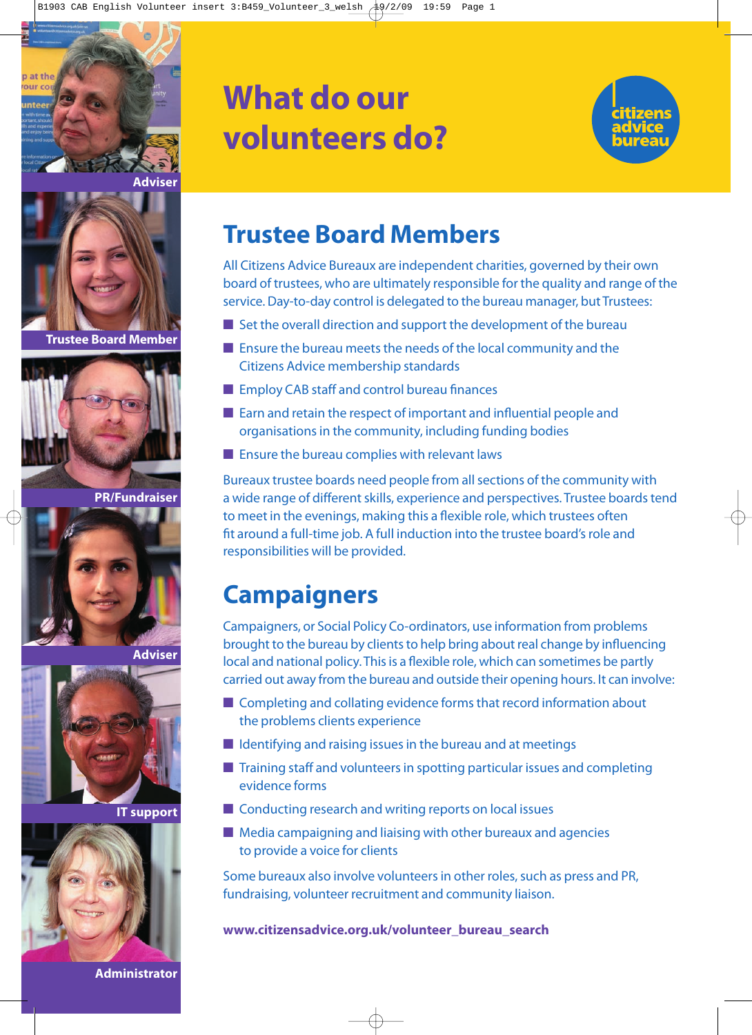# What do our volunteers do?

citizens advice bureau

Adviser

Trustee Board Member

PR/Fundraiser

Adviser

IT support

Administrator

## Trustee Board Members

All Citizens Advice Bureaux are independent charities, governed by their own board of trustees, who are ultimately responsible for the quality and range of the service. Day-to-day control is delegated to the bureau manager, but Trustees:

- Set the overall direction and support the development of the bureau
- Ensure the bureau meets the needs of the local community and the Citizens Advice membership standards
- Employ CAB staff and control bureau finances
- Earn and retain the respect of important and influential people and organisations in the community, including funding bodies
- Ensure the bureau complies with relevant laws

Bureaux trustee boards need people from all sections of the community with a wide range of different skills, experience and perspectives. Trustee boards tend to meet in the evenings, making this a flexible role, which trustees often fit around a full-time job. A full induction into the trustee board's role and responsibilities will be provided.

## Campaigners

Campaigners, or Social Policy Co-ordinators, use information from problems brought to the bureau by clients to help bring about real change by influencing local and national policy. This is a flexible role, which can sometimes be partly carried out away from the bureau and outside their opening hours. It can involve:

- Completing and collating evidence forms that record information about the problems clients experience
- Identifying and raising issues in the bureau and at meetings
- Training staff and volunteers in spotting particular issues and completing evidence forms
- Conducting research and writing reports on local issues
- Media campaigning and liaising with other bureaux and agencies to provide a voice for clients

Some bureaux also involve volunteers in other roles, such as press and PR, fundraising, volunteer recruitment and community liaison.

**www.citizensadvice.org.uk/volunteer_bureau_search**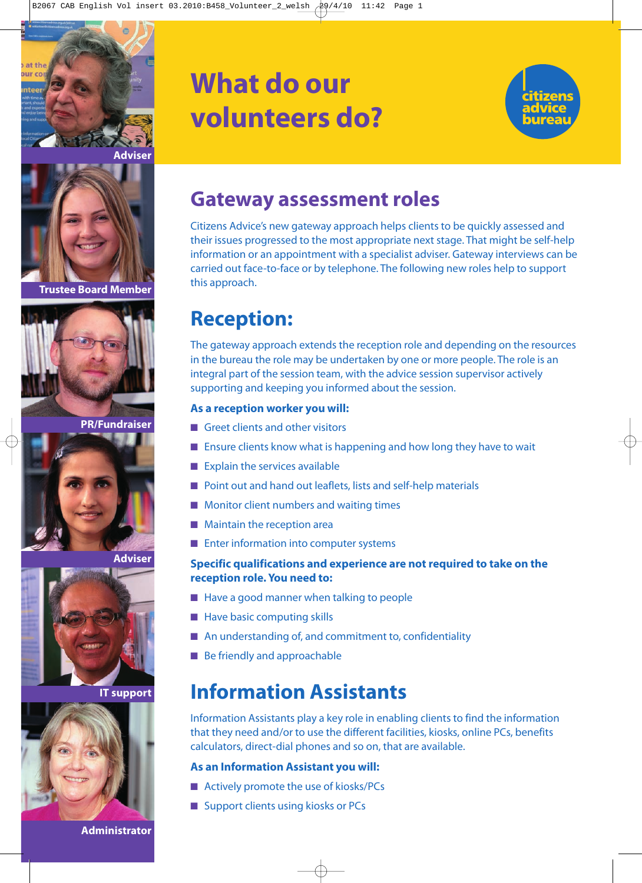# What do our volunteers do?

citizens advice bureau

Adviser

Trustee Board Member

PR/Fundraiser

Adviser

IT support

Administrator

## Gateway assessment roles

Citizens Advice's new gateway approach helps clients to be quickly assessed and their issues progressed to the most appropriate next stage. That might be self-help information or an appointment with a specialist adviser. Gateway interviews can be carried out face-to-face or by telephone. The following new roles help to support this approach.

## Reception:

The gateway approach extends the reception role and depending on the resources in the bureau the role may be undertaken by one or more people. The role is an integral part of the session team, with the advice session supervisor actively supporting and keeping you informed about the session.

**As a reception worker you will:**

- Greet clients and other visitors
- Ensure clients know what is happening and how long they have to wait
- Explain the services available
- Point out and hand out leaflets, lists and self-help materials
- Monitor client numbers and waiting times
- Maintain the reception area
- Enter information into computer systems

**Specific qualifications and experience are not required to take on the reception role. You need to:**

- Have a good manner when talking to people
- Have basic computing skills
- An understanding of, and commitment to, confidentiality
- Be friendly and approachable

## Information Assistants

Information Assistants play a key role in enabling clients to find the information that they need and/or to use the different facilities, kiosks, online PCs, benefits calculators, direct-dial phones and so on, that are available.

**As an Information Assistant you will:**

- Actively promote the use of kiosks/PCs
- Support clients using kiosks or PCs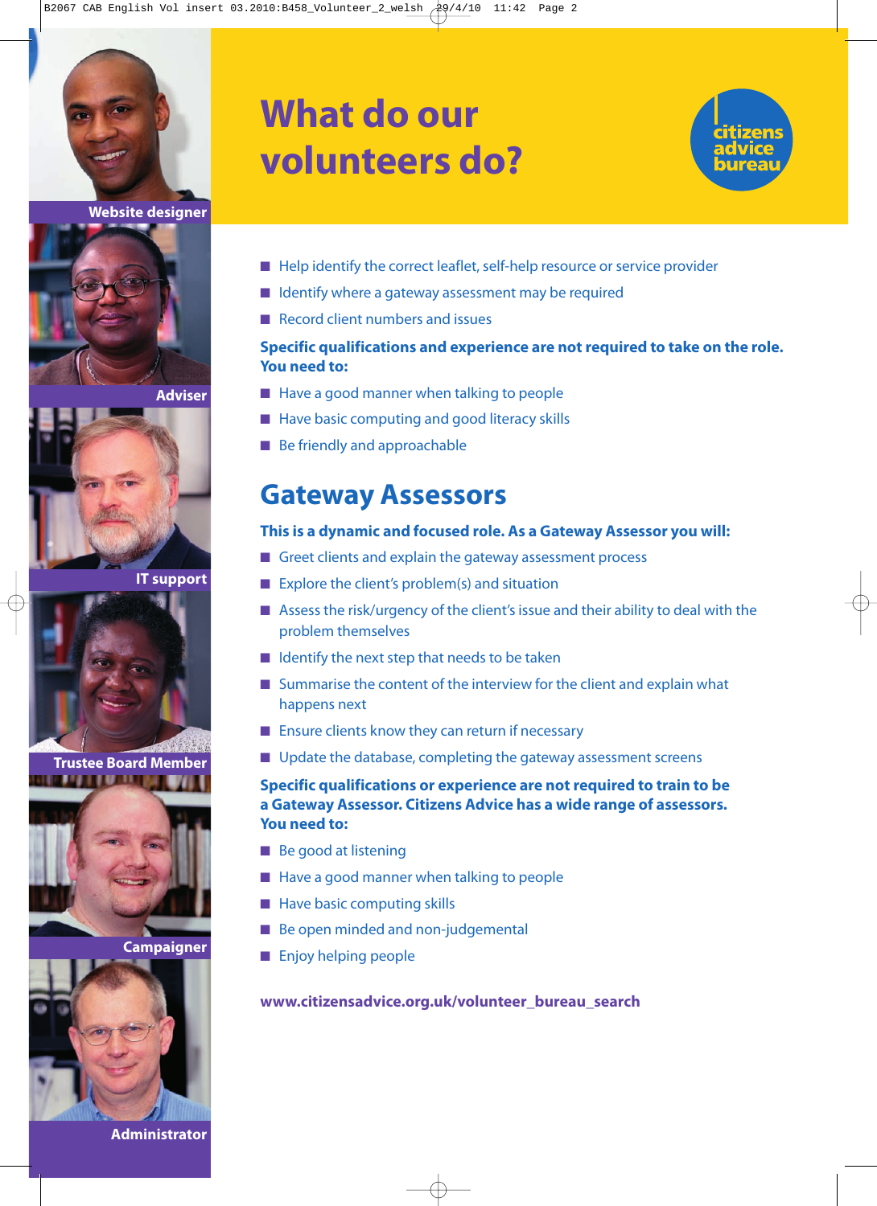# What do our volunteers do?

citizens advice bureau

Website designer

Adviser

IT support

Trustee Board Member

Campaigner

Administrator

- Help identify the correct leaflet, self-help resource or service provider
- Identify where a gateway assessment may be required
- Record client numbers and issues

**Specific qualifications and experience are not required to take on the role. You need to:**

- Have a good manner when talking to people
- Have basic computing and good literacy skills
- Be friendly and approachable

## Gateway Assessors

**This is a dynamic and focused role. As a Gateway Assessor you will:**

- Greet clients and explain the gateway assessment process
- Explore the client's problem(s) and situation
- Assess the risk/urgency of the client's issue and their ability to deal with the problem themselves
- Identify the next step that needs to be taken
- Summarise the content of the interview for the client and explain what happens next
- Ensure clients know they can return if necessary
- Update the database, completing the gateway assessment screens

**Specific qualifications or experience are not required to train to be a Gateway Assessor. Citizens Advice has a wide range of assessors. You need to:**

- Be good at listening
- Have a good manner when talking to people
- Have basic computing skills
- Be open minded and non-judgemental
- Enjoy helping people

**www.citizensadvice.org.uk/volunteer_bureau_search**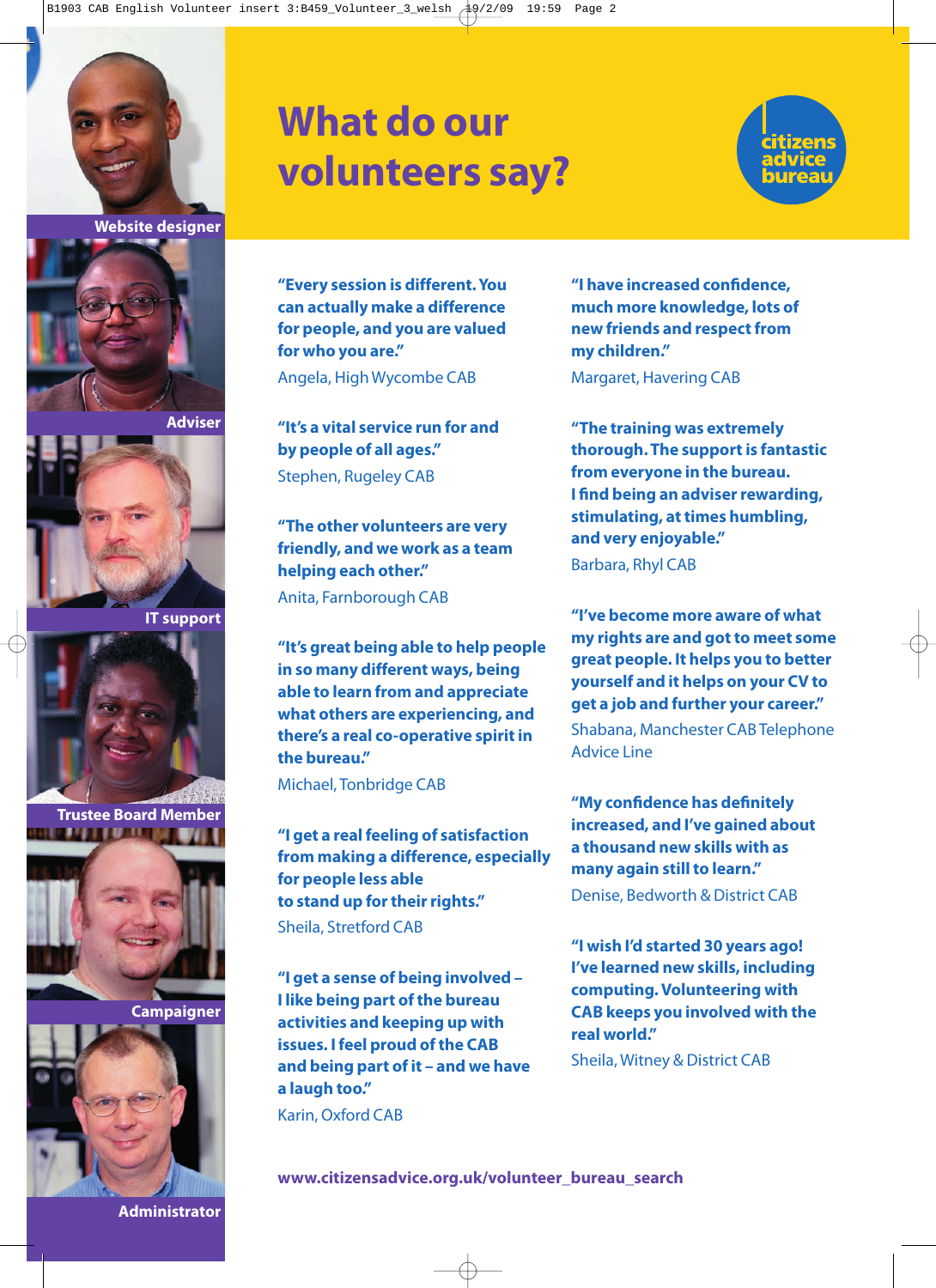# What do our volunteers say?

citizens advice bureau

Website designer

Adviser

IT support

Trustee Board Member

Campaigner

Administrator

**"Every session is different. You can actually make a difference for people, and you are valued for who you are."**

Angela, High Wycombe CAB

**"It's a vital service run for and by people of all ages."**

Stephen, Rugeley CAB

**"The other volunteers are very friendly, and we work as a team helping each other."**

Anita, Farnborough CAB

**"It's great being able to help people in so many different ways, being able to learn from and appreciate what others are experiencing, and there's a real co-operative spirit in the bureau."**

Michael, Tonbridge CAB

**"I get a real feeling of satisfaction from making a difference, especially for people less able to stand up for their rights."**

Sheila, Stretford CAB

**"I get a sense of being involved – I like being part of the bureau activities and keeping up with issues. I feel proud of the CAB and being part of it – and we have a laugh too."**

Karin, Oxford CAB

**"I have increased confidence, much more knowledge, lots of new friends and respect from my children."**

Margaret, Havering CAB

**"The training was extremely thorough. The support is fantastic from everyone in the bureau. I find being an adviser rewarding, stimulating, at times humbling, and very enjoyable."**

Barbara, Rhyl CAB

**"I've become more aware of what my rights are and got to meet some great people. It helps you to better yourself and it helps on your CV to get a job and further your career."**

Shabana, Manchester CAB Telephone Advice Line

**"My confidence has definitely increased, and I've gained about a thousand new skills with as many again still to learn."**

Denise, Bedworth & District CAB

**"I wish I'd started 30 years ago! I've learned new skills, including computing. Volunteering with CAB keeps you involved with the real world."**

Sheila, Witney & District CAB

**www.citizensadvice.org.uk/volunteer_bureau_search**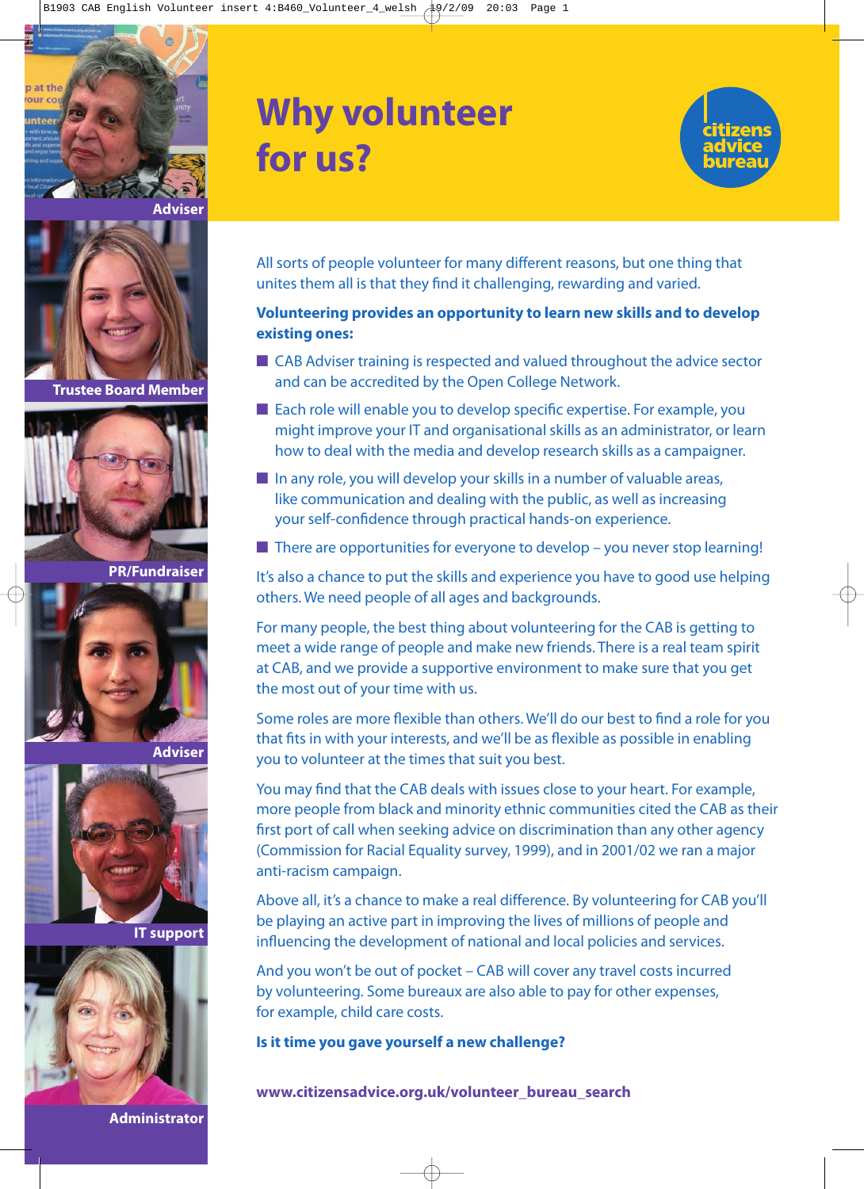# Why volunteer for us?

citizens advice bureau

Adviser

Trustee Board Member

PR/Fundraiser

Adviser

IT support

Administrator

All sorts of people volunteer for many different reasons, but one thing that unites them all is that they find it challenging, rewarding and varied.

**Volunteering provides an opportunity to learn new skills and to develop existing ones:**

- CAB Adviser training is respected and valued throughout the advice sector and can be accredited by the Open College Network.
- Each role will enable you to develop specific expertise. For example, you might improve your IT and organisational skills as an administrator, or learn how to deal with the media and develop research skills as a campaigner.
- In any role, you will develop your skills in a number of valuable areas, like communication and dealing with the public, as well as increasing your self-confidence through practical hands-on experience.
- There are opportunities for everyone to develop – you never stop learning!

It's also a chance to put the skills and experience you have to good use helping others. We need people of all ages and backgrounds.

For many people, the best thing about volunteering for the CAB is getting to meet a wide range of people and make new friends. There is a real team spirit at CAB, and we provide a supportive environment to make sure that you get the most out of your time with us.

Some roles are more flexible than others. We'll do our best to find a role for you that fits in with your interests, and we'll be as flexible as possible in enabling you to volunteer at the times that suit you best.

You may find that the CAB deals with issues close to your heart. For example, more people from black and minority ethnic communities cited the CAB as their first port of call when seeking advice on discrimination than any other agency (Commission for Racial Equality survey, 1999), and in 2001/02 we ran a major anti-racism campaign.

Above all, it's a chance to make a real difference. By volunteering for CAB you'll be playing an active part in improving the lives of millions of people and influencing the development of national and local policies and services.

And you won't be out of pocket – CAB will cover any travel costs incurred by volunteering. Some bureaux are also able to pay for other expenses, for example, child care costs.

**Is it time you gave yourself a new challenge?**

**www.citizensadvice.org.uk/volunteer_bureau_search**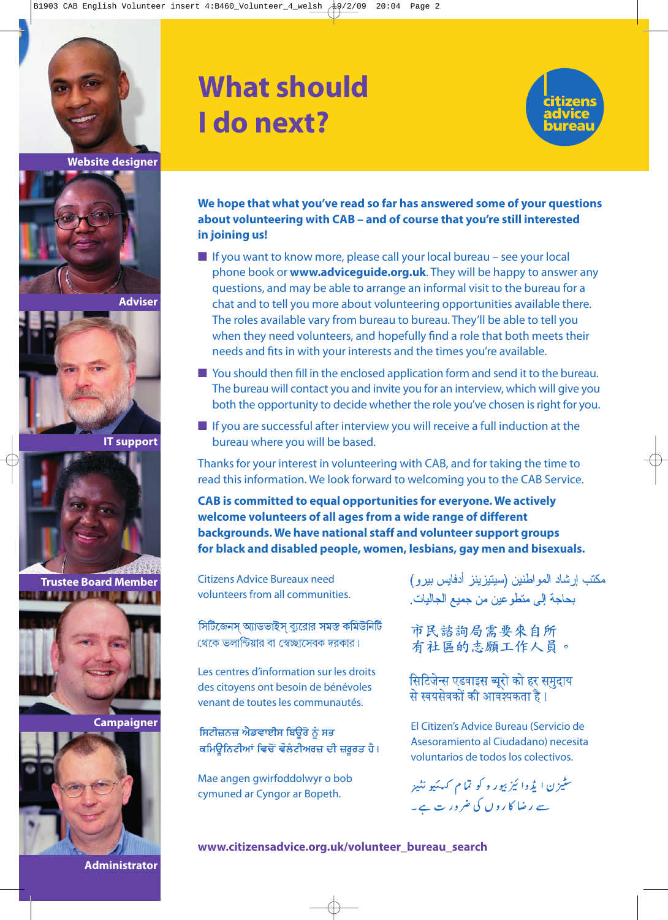Website designer

Adviser

IT support

Trustee Board Member

Campaigner

Administrator

# What should I do next?

citizens advice bureau

**We hope that what you've read so far has answered some of your questions about volunteering with CAB – and of course that you're still interested in joining us!**

- If you want to know more, please call your local bureau – see your local phone book or **www.adviceguide.org.uk**. They will be happy to answer any questions, and may be able to arrange an informal visit to the bureau for a chat and to tell you more about volunteering opportunities available there. The roles available vary from bureau to bureau. They'll be able to tell you when they need volunteers, and hopefully find a role that both meets their needs and fits in with your interests and the times you're available.
- You should then fill in the enclosed application form and send it to the bureau. The bureau will contact you and invite you for an interview, which will give you both the opportunity to decide whether the role you've chosen is right for you.
- If you are successful after interview you will receive a full induction at the bureau where you will be based.

Thanks for your interest in volunteering with CAB, and for taking the time to read this information. We look forward to welcoming you to the CAB Service.

**CAB is committed to equal opportunities for everyone. We actively welcome volunteers of all ages from a wide range of different backgrounds. We have national staff and volunteer support groups for black and disabled people, women, lesbians, gay men and bisexuals.**

Citizens Advice Bureaux need volunteers from all communities.

সিটিজেনস্ অ্যাডভাইস্ ব্যুরোর সমস্ত কমিউনিটি থেকে ভলান্টিয়ার বা স্বেচ্ছাসেবক দরকার।

Les centres d'information sur les droits des citoyens ont besoin de bénévoles venant de toutes les communautés.

ਸਿਟੀਜ਼ਨਜ਼ ਐਡਵਾਈਸ ਬਿਊਰੋ ਨੂੰ ਸਭ ਕਮਿਊਨਿਟੀਆਂ ਵਿਚੋਂ ਵੌਲੰਟੀਅਰਜ਼ ਦੀ ਜ਼ਰੂਰਤ ਹੈ।

Mae angen gwirfoddolwyr o bob cymuned ar Cyngor ar Bopeth.

مكتب إرشاد المواطنين (سيتيزنز أدفايس بيرو) بحاجة إلى متطوعين من جميع الجاليات.

市民諮詢局需要來自所有社區的志願工作人員。

सिटिज़ेन्स एडवाइस ब्यूरो को हर समुदाय से स्वयंसेवकों की आवश्यकता है।

El Citizen's Advice Bureau (Servicio de Asesoramiento al Ciudadano) necesita voluntarios de todos los colectivos.

سٹیزن ایڈوائیز بیورو کو تمام کمیونٹیز سے رضا کاروں کی ضرورت ہے۔

**www.citizensadvice.org.uk/volunteer_bureau_search**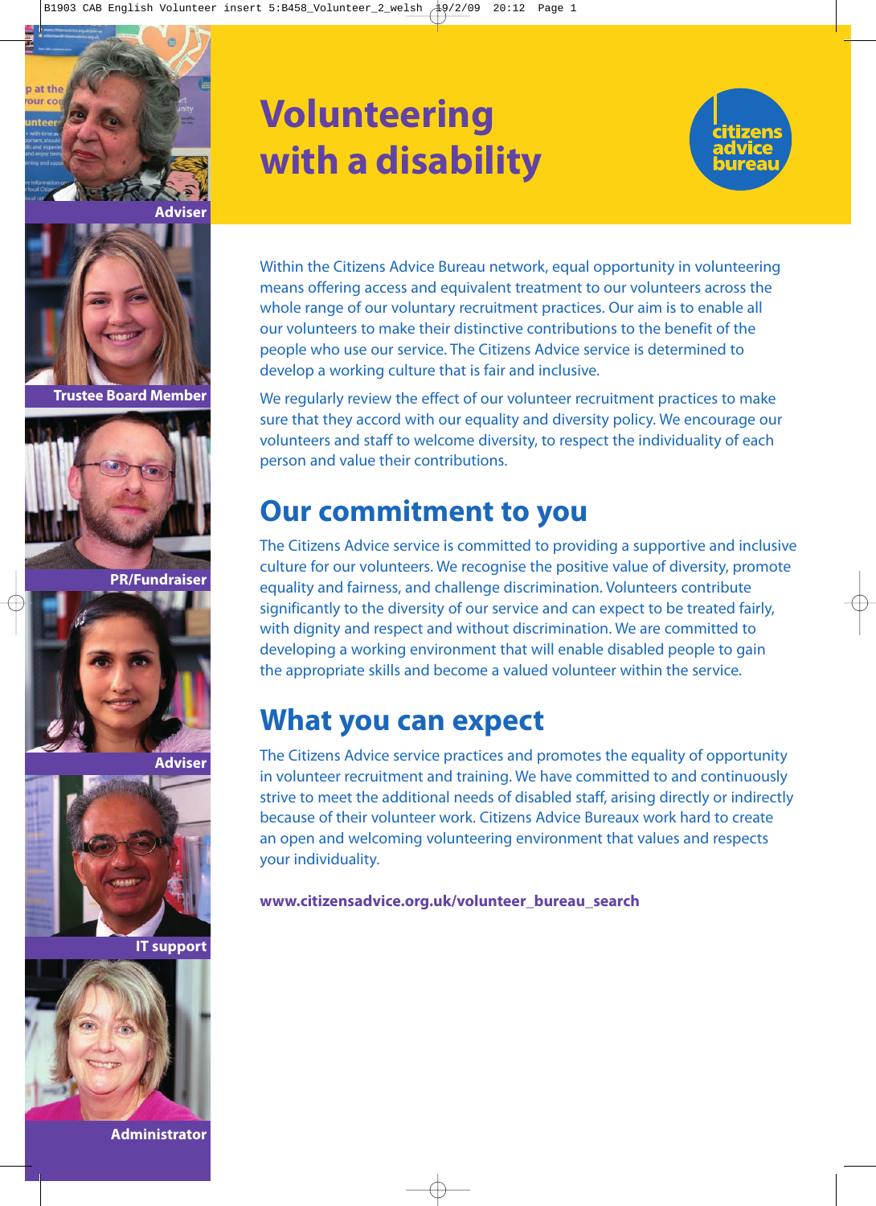# Volunteering with a disability

citizens advice bureau

Adviser

Trustee Board Member

PR/Fundraiser

Adviser

IT support

Administrator

Within the Citizens Advice Bureau network, equal opportunity in volunteering means offering access and equivalent treatment to our volunteers across the whole range of our voluntary recruitment practices. Our aim is to enable all our volunteers to make their distinctive contributions to the benefit of the people who use our service. The Citizens Advice service is determined to develop a working culture that is fair and inclusive.

We regularly review the effect of our volunteer recruitment practices to make sure that they accord with our equality and diversity policy. We encourage our volunteers and staff to welcome diversity, to respect the individuality of each person and value their contributions.

## Our commitment to you

The Citizens Advice service is committed to providing a supportive and inclusive culture for our volunteers. We recognise the positive value of diversity, promote equality and fairness, and challenge discrimination. Volunteers contribute significantly to the diversity of our service and can expect to be treated fairly, with dignity and respect and without discrimination. We are committed to developing a working environment that will enable disabled people to gain the appropriate skills and become a valued volunteer within the service.

## What you can expect

The Citizens Advice service practices and promotes the equality of opportunity in volunteer recruitment and training. We have committed to and continuously strive to meet the additional needs of disabled staff, arising directly or indirectly because of their volunteer work. Citizens Advice Bureaux work hard to create an open and welcoming volunteering environment that values and respects your individuality.

**www.citizensadvice.org.uk/volunteer_bureau_search**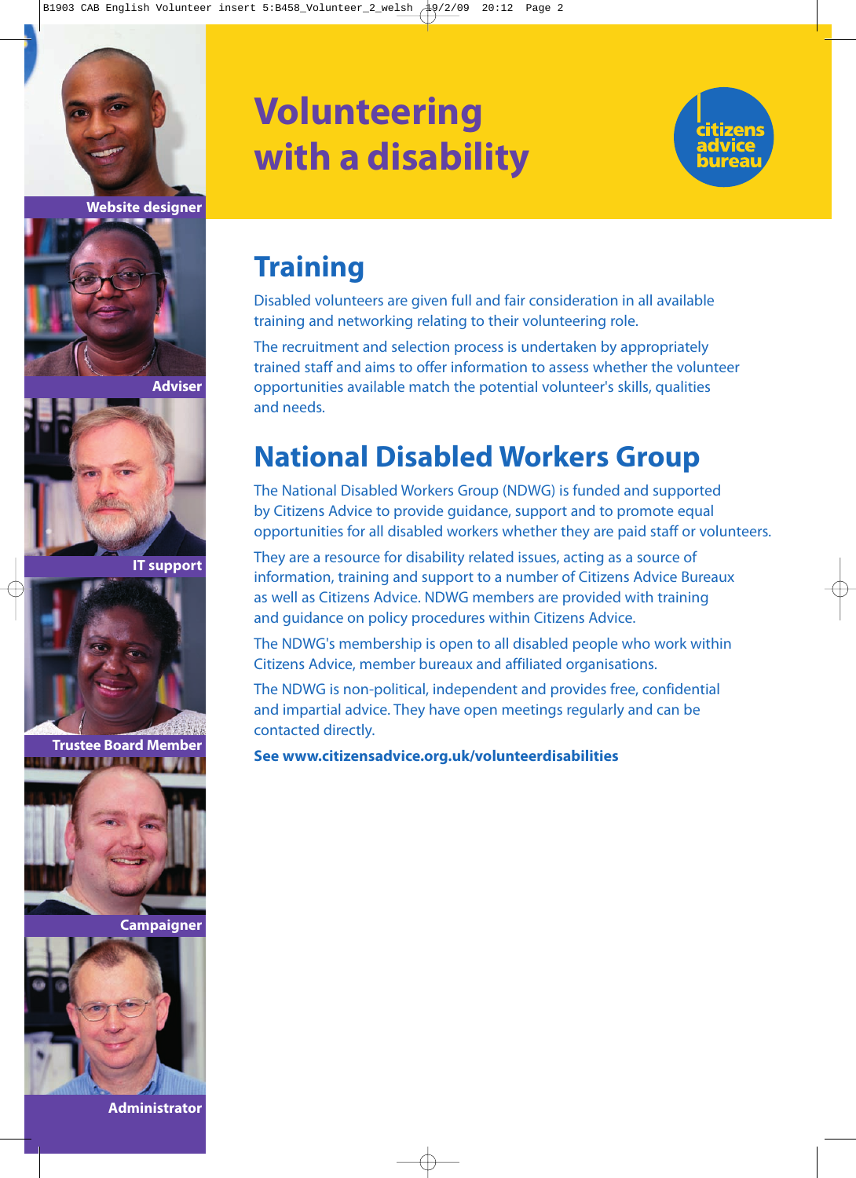# Volunteering with a disability

citizens advice bureau

Website designer

Adviser

IT support

Trustee Board Member

Campaigner

Administrator

## Training

Disabled volunteers are given full and fair consideration in all available training and networking relating to their volunteering role.

The recruitment and selection process is undertaken by appropriately trained staff and aims to offer information to assess whether the volunteer opportunities available match the potential volunteer's skills, qualities and needs.

## National Disabled Workers Group

The National Disabled Workers Group (NDWG) is funded and supported by Citizens Advice to provide guidance, support and to promote equal opportunities for all disabled workers whether they are paid staff or volunteers.

They are a resource for disability related issues, acting as a source of information, training and support to a number of Citizens Advice Bureaux as well as Citizens Advice. NDWG members are provided with training and guidance on policy procedures within Citizens Advice.

The NDWG's membership is open to all disabled people who work within Citizens Advice, member bureaux and affiliated organisations.

The NDWG is non-political, independent and provides free, confidential and impartial advice. They have open meetings regularly and can be contacted directly.

**See www.citizensadvice.org.uk/volunteerdisabilities**